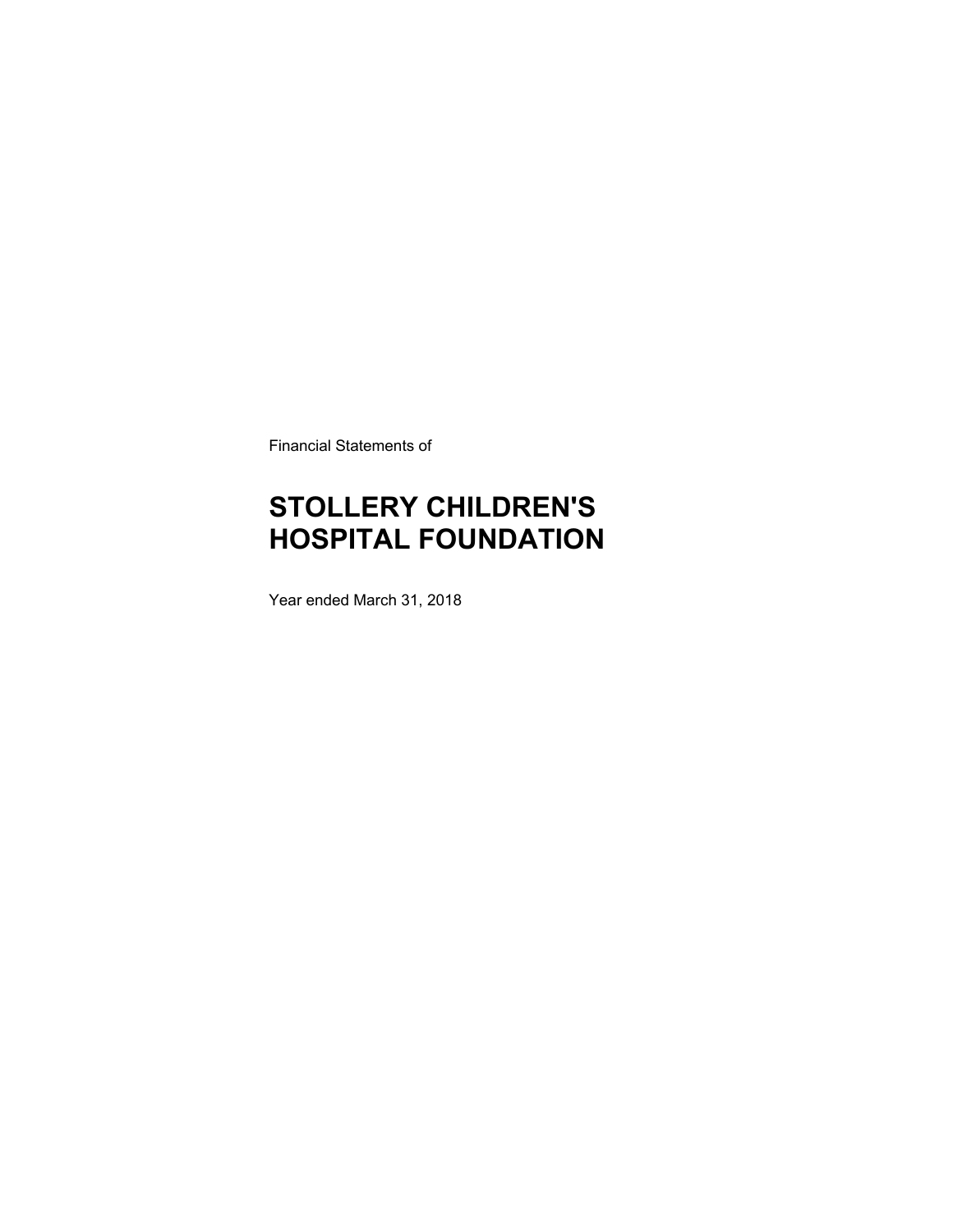Financial Statements of

# STOLLERY CHILDREN'S HOSPITAL FOUNDATION

Year ended March 31, 2018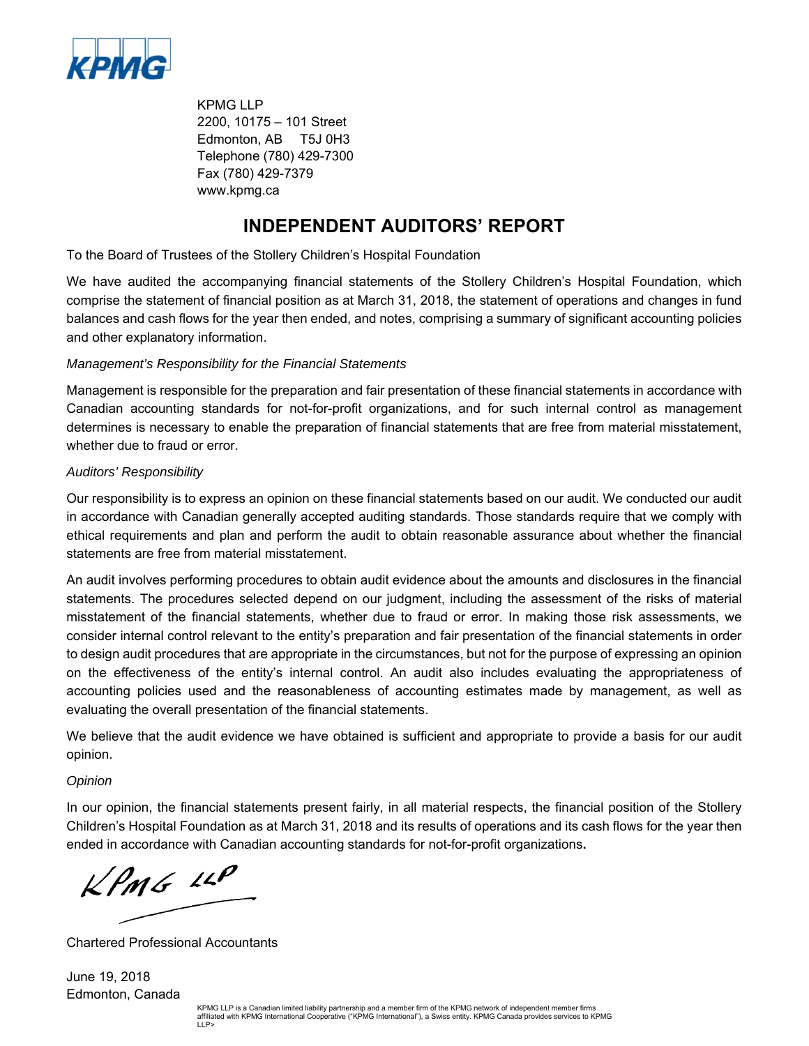KPMG

KPMG LLP
2200, 10175 – 101 Street
Edmonton, AB T5J 0H3
Telephone (780) 429-7300
Fax (780) 429-7379
www.kpmg.ca

# INDEPENDENT AUDITORS' REPORT

To the Board of Trustees of the Stollery Children's Hospital Foundation

We have audited the accompanying financial statements of the Stollery Children's Hospital Foundation, which comprise the statement of financial position as at March 31, 2018, the statement of operations and changes in fund balances and cash flows for the year then ended, and notes, comprising a summary of significant accounting policies and other explanatory information.

*Management's Responsibility for the Financial Statements*

Management is responsible for the preparation and fair presentation of these financial statements in accordance with Canadian accounting standards for not-for-profit organizations, and for such internal control as management determines is necessary to enable the preparation of financial statements that are free from material misstatement, whether due to fraud or error.

*Auditors' Responsibility*

Our responsibility is to express an opinion on these financial statements based on our audit. We conducted our audit in accordance with Canadian generally accepted auditing standards. Those standards require that we comply with ethical requirements and plan and perform the audit to obtain reasonable assurance about whether the financial statements are free from material misstatement.

An audit involves performing procedures to obtain audit evidence about the amounts and disclosures in the financial statements. The procedures selected depend on our judgment, including the assessment of the risks of material misstatement of the financial statements, whether due to fraud or error. In making those risk assessments, we consider internal control relevant to the entity's preparation and fair presentation of the financial statements in order to design audit procedures that are appropriate in the circumstances, but not for the purpose of expressing an opinion on the effectiveness of the entity's internal control. An audit also includes evaluating the appropriateness of accounting policies used and the reasonableness of accounting estimates made by management, as well as evaluating the overall presentation of the financial statements.

We believe that the audit evidence we have obtained is sufficient and appropriate to provide a basis for our audit opinion.

*Opinion*

In our opinion, the financial statements present fairly, in all material respects, the financial position of the Stollery Children's Hospital Foundation as at March 31, 2018 and its results of operations and its cash flows for the year then ended in accordance with Canadian accounting standards for not-for-profit organizations**.**

KPMG LLP

Chartered Professional Accountants

June 19, 2018
Edmonton, Canada

KPMG LLP is a Canadian limited liability partnership and a member firm of the KPMG network of independent member firms affiliated with KPMG International Cooperative ("KPMG International"), a Swiss entity. KPMG Canada provides services to KPMG LLP>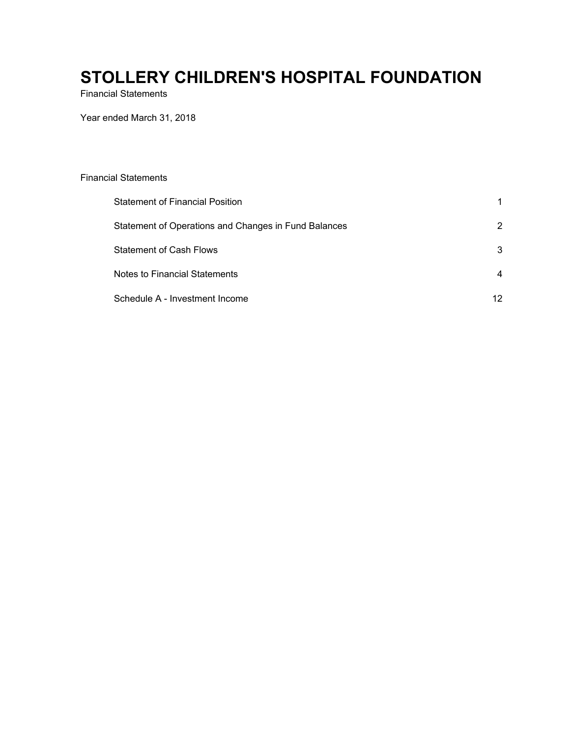# STOLLERY CHILDREN'S HOSPITAL FOUNDATION

Financial Statements

Year ended March 31, 2018

Financial Statements

| | |
|---|---|
| Statement of Financial Position | 1 |
| Statement of Operations and Changes in Fund Balances | 2 |
| Statement of Cash Flows | 3 |
| Notes to Financial Statements | 4 |
| Schedule A - Investment Income | 12 |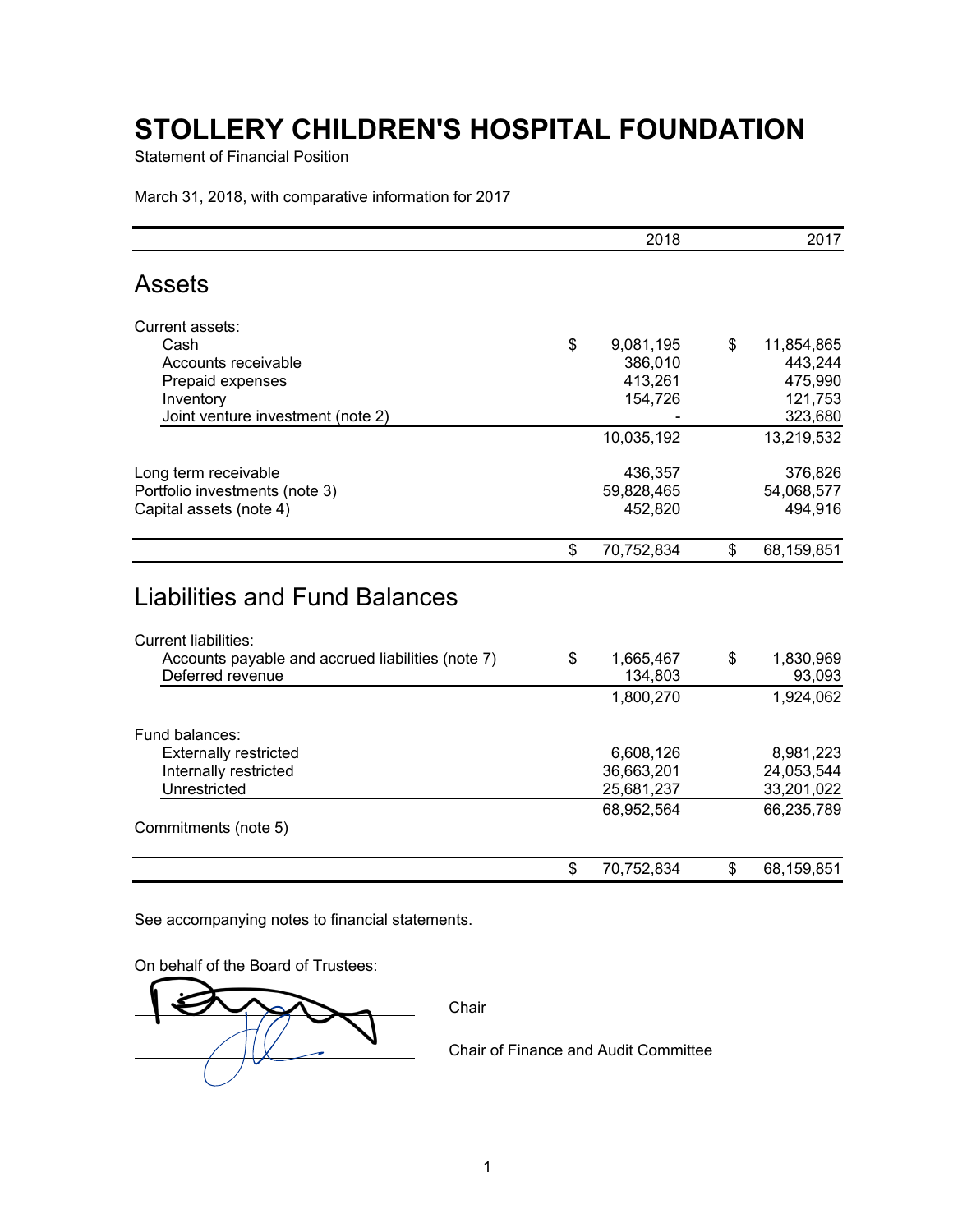# STOLLERY CHILDREN'S HOSPITAL FOUNDATION

Statement of Financial Position

March 31, 2018, with comparative information for 2017

| | 2018 | 2017 |
|---|---|---|
| **Assets** | | |
| Current assets: | | |
| Cash | $ 9,081,195 | $ 11,854,865 |
| Accounts receivable | 386,010 | 443,244 |
| Prepaid expenses | 413,261 | 475,990 |
| Inventory | 154,726 | 121,753 |
| Joint venture investment (note 2) | - | 323,680 |
| | 10,035,192 | 13,219,532 |
| Long term receivable | 436,357 | 376,826 |
| Portfolio investments (note 3) | 59,828,465 | 54,068,577 |
| Capital assets (note 4) | 452,820 | 494,916 |
| | $ 70,752,834 | $ 68,159,851 |
| **Liabilities and Fund Balances** | | |
| Current liabilities: | | |
| Accounts payable and accrued liabilities (note 7) | $ 1,665,467 | $ 1,830,969 |
| Deferred revenue | 134,803 | 93,093 |
| | 1,800,270 | 1,924,062 |
| Fund balances: | | |
| Externally restricted | 6,608,126 | 8,981,223 |
| Internally restricted | 36,663,201 | 24,053,544 |
| Unrestricted | 25,681,237 | 33,201,022 |
| | 68,952,564 | 66,235,789 |
| Commitments (note 5) | | |
| | $ 70,752,834 | $ 68,159,851 |

See accompanying notes to financial statements.

On behalf of the Board of Trustees:

_______________________ Chair

_______________________ Chair of Finance and Audit Committee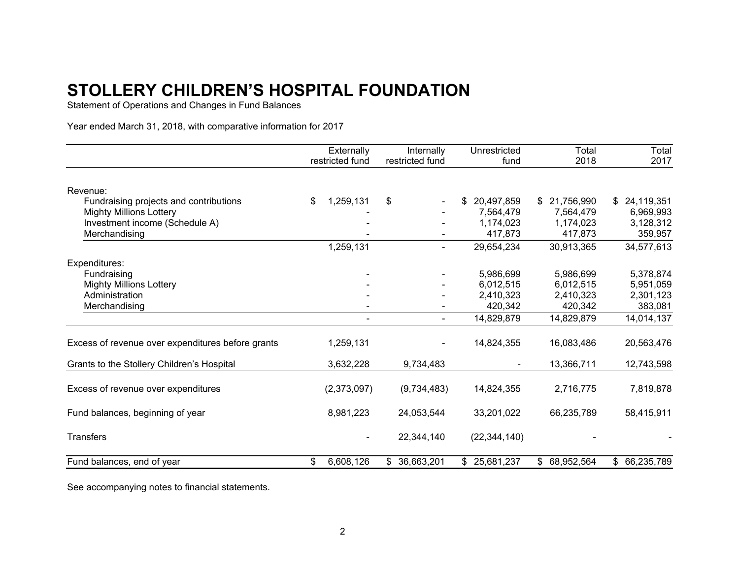# STOLLERY CHILDREN'S HOSPITAL FOUNDATION

Statement of Operations and Changes in Fund Balances

Year ended March 31, 2018, with comparative information for 2017

| | Externally restricted fund | Internally restricted fund | Unrestricted fund | Total 2018 | Total 2017 |
|---|---|---|---|---|---|
| Revenue: | | | | | |
| Fundraising projects and contributions | $ 1,259,131 | $ - | $ 20,497,859 | $ 21,756,990 | $ 24,119,351 |
| Mighty Millions Lottery | - | - | 7,564,479 | 7,564,479 | 6,969,993 |
| Investment income (Schedule A) | - | - | 1,174,023 | 1,174,023 | 3,128,312 |
| Merchandising | - | - | 417,873 | 417,873 | 359,957 |
| | 1,259,131 | - | 29,654,234 | 30,913,365 | 34,577,613 |
| Expenditures: | | | | | |
| Fundraising | - | - | 5,986,699 | 5,986,699 | 5,378,874 |
| Mighty Millions Lottery | - | - | 6,012,515 | 6,012,515 | 5,951,059 |
| Administration | - | - | 2,410,323 | 2,410,323 | 2,301,123 |
| Merchandising | - | - | 420,342 | 420,342 | 383,081 |
| | - | - | 14,829,879 | 14,829,879 | 14,014,137 |
| Excess of revenue over expenditures before grants | 1,259,131 | - | 14,824,355 | 16,083,486 | 20,563,476 |
| Grants to the Stollery Children's Hospital | 3,632,228 | 9,734,483 | - | 13,366,711 | 12,743,598 |
| Excess of revenue over expenditures | (2,373,097) | (9,734,483) | 14,824,355 | 2,716,775 | 7,819,878 |
| Fund balances, beginning of year | 8,981,223 | 24,053,544 | 33,201,022 | 66,235,789 | 58,415,911 |
| Transfers | - | 22,344,140 | (22,344,140) | - | - |
| Fund balances, end of year | $ 6,608,126 | $ 36,663,201 | $ 25,681,237 | $ 68,952,564 | $ 66,235,789 |

See accompanying notes to financial statements.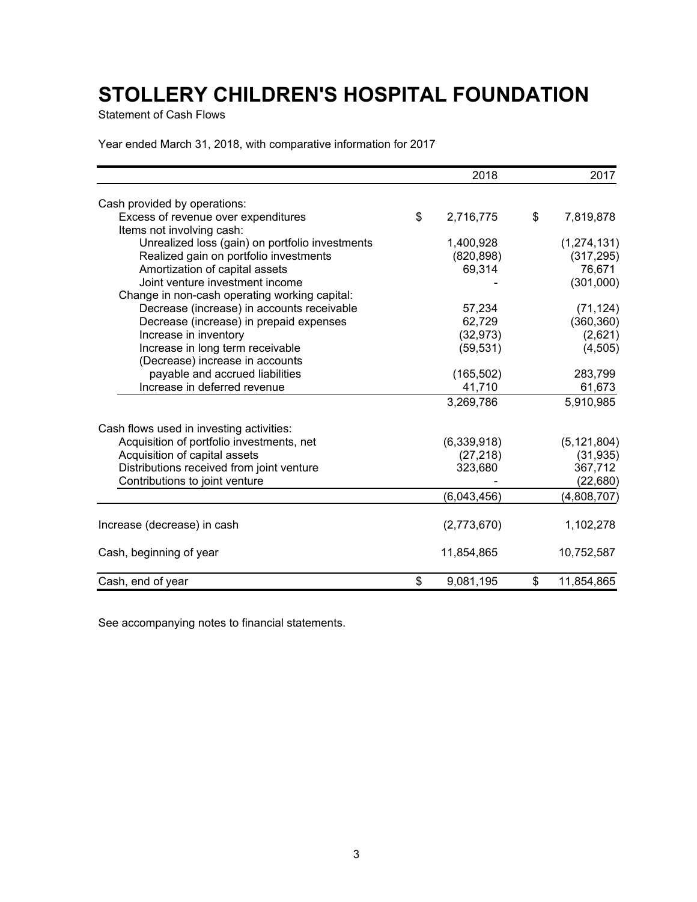# STOLLERY CHILDREN'S HOSPITAL FOUNDATION

Statement of Cash Flows

Year ended March 31, 2018, with comparative information for 2017

| | 2018 | 2017 |
|---|---|---|
| Cash provided by operations: | | |
| Excess of revenue over expenditures | $ 2,716,775 | $ 7,819,878 |
| Items not involving cash: | | |
| Unrealized loss (gain) on portfolio investments | 1,400,928 | (1,274,131) |
| Realized gain on portfolio investments | (820,898) | (317,295) |
| Amortization of capital assets | 69,314 | 76,671 |
| Joint venture investment income | - | (301,000) |
| Change in non-cash operating working capital: | | |
| Decrease (increase) in accounts receivable | 57,234 | (71,124) |
| Decrease (increase) in prepaid expenses | 62,729 | (360,360) |
| Increase in inventory | (32,973) | (2,621) |
| Increase in long term receivable | (59,531) | (4,505) |
| (Decrease) increase in accounts payable and accrued liabilities | (165,502) | 283,799 |
| Increase in deferred revenue | 41,710 | 61,673 |
| | 3,269,786 | 5,910,985 |
| Cash flows used in investing activities: | | |
| Acquisition of portfolio investments, net | (6,339,918) | (5,121,804) |
| Acquisition of capital assets | (27,218) | (31,935) |
| Distributions received from joint venture | 323,680 | 367,712 |
| Contributions to joint venture | - | (22,680) |
| | (6,043,456) | (4,808,707) |
| Increase (decrease) in cash | (2,773,670) | 1,102,278 |
| Cash, beginning of year | 11,854,865 | 10,752,587 |
| Cash, end of year | $ 9,081,195 | $ 11,854,865 |

See accompanying notes to financial statements.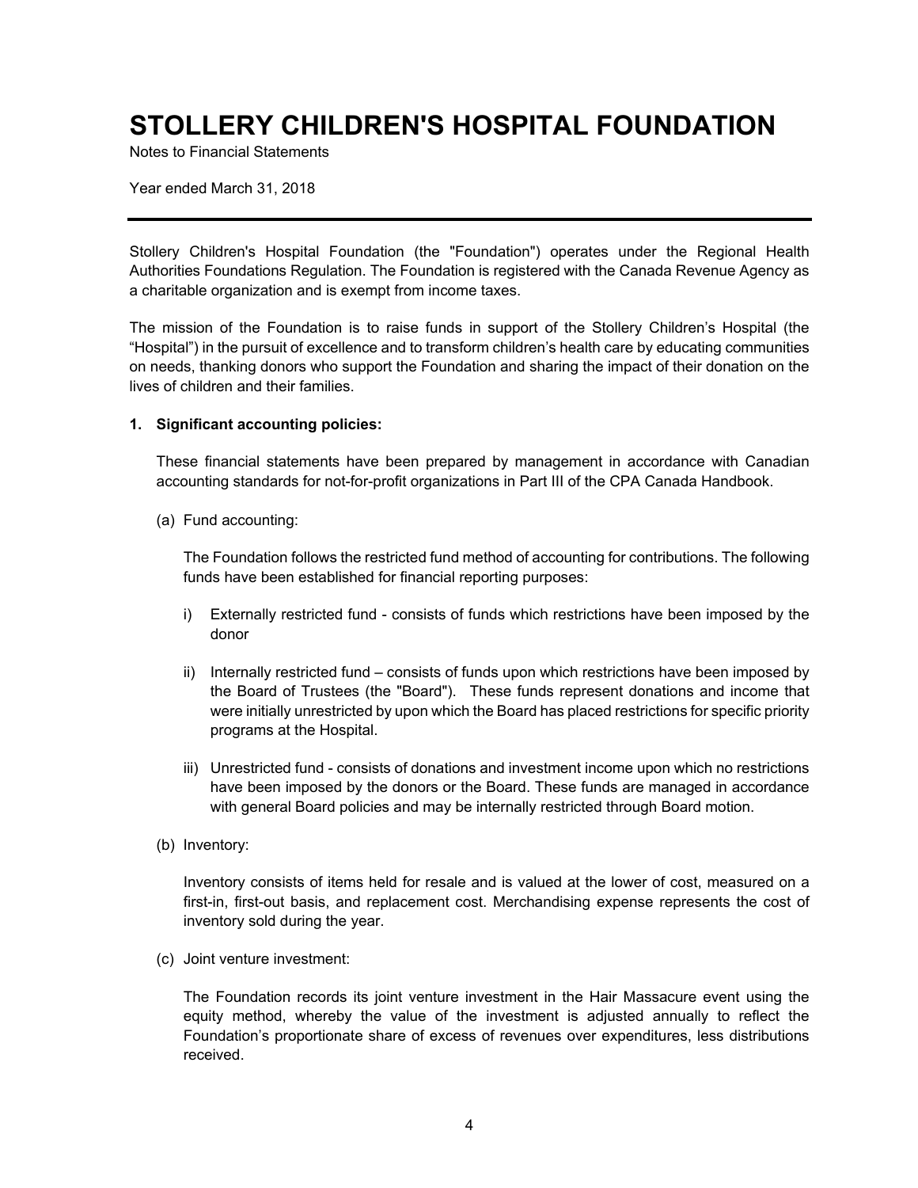# STOLLERY CHILDREN'S HOSPITAL FOUNDATION

Notes to Financial Statements

Year ended March 31, 2018

---

Stollery Children's Hospital Foundation (the "Foundation") operates under the Regional Health Authorities Foundations Regulation. The Foundation is registered with the Canada Revenue Agency as a charitable organization and is exempt from income taxes.

The mission of the Foundation is to raise funds in support of the Stollery Children's Hospital (the "Hospital") in the pursuit of excellence and to transform children's health care by educating communities on needs, thanking donors who support the Foundation and sharing the impact of their donation on the lives of children and their families.

**1. Significant accounting policies:**

These financial statements have been prepared by management in accordance with Canadian accounting standards for not-for-profit organizations in Part III of the CPA Canada Handbook.

(a) Fund accounting:

The Foundation follows the restricted fund method of accounting for contributions. The following funds have been established for financial reporting purposes:

i) Externally restricted fund - consists of funds which restrictions have been imposed by the donor

ii) Internally restricted fund – consists of funds upon which restrictions have been imposed by the Board of Trustees (the "Board"). These funds represent donations and income that were initially unrestricted by upon which the Board has placed restrictions for specific priority programs at the Hospital.

iii) Unrestricted fund - consists of donations and investment income upon which no restrictions have been imposed by the donors or the Board. These funds are managed in accordance with general Board policies and may be internally restricted through Board motion.

(b) Inventory:

Inventory consists of items held for resale and is valued at the lower of cost, measured on a first-in, first-out basis, and replacement cost. Merchandising expense represents the cost of inventory sold during the year.

(c) Joint venture investment:

The Foundation records its joint venture investment in the Hair Massacure event using the equity method, whereby the value of the investment is adjusted annually to reflect the Foundation's proportionate share of excess of revenues over expenditures, less distributions received.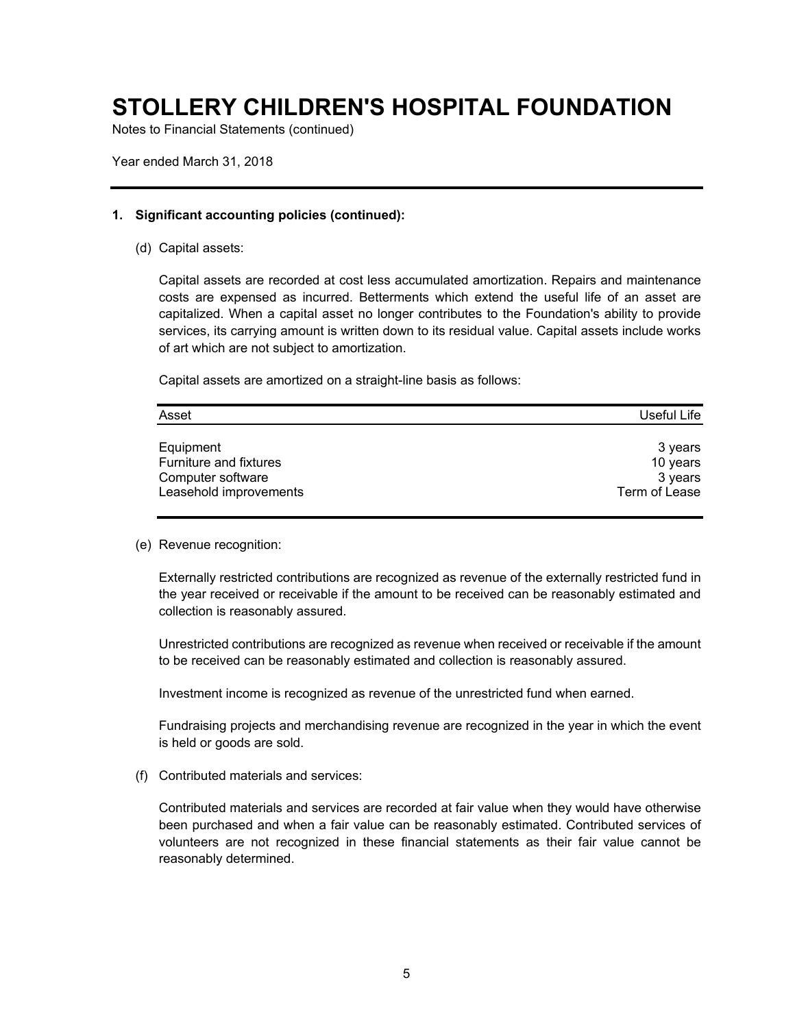# STOLLERY CHILDREN'S HOSPITAL FOUNDATION

Notes to Financial Statements (continued)

Year ended March 31, 2018

## 1. Significant accounting policies (continued):

### (d) Capital assets:

Capital assets are recorded at cost less accumulated amortization. Repairs and maintenance costs are expensed as incurred. Betterments which extend the useful life of an asset are capitalized. When a capital asset no longer contributes to the Foundation's ability to provide services, its carrying amount is written down to its residual value. Capital assets include works of art which are not subject to amortization.

Capital assets are amortized on a straight-line basis as follows:

| Asset | Useful Life |
|---|---|
| Equipment | 3 years |
| Furniture and fixtures | 10 years |
| Computer software | 3 years |
| Leasehold improvements | Term of Lease |

### (e) Revenue recognition:

Externally restricted contributions are recognized as revenue of the externally restricted fund in the year received or receivable if the amount to be received can be reasonably estimated and collection is reasonably assured.

Unrestricted contributions are recognized as revenue when received or receivable if the amount to be received can be reasonably estimated and collection is reasonably assured.

Investment income is recognized as revenue of the unrestricted fund when earned.

Fundraising projects and merchandising revenue are recognized in the year in which the event is held or goods are sold.

### (f) Contributed materials and services:

Contributed materials and services are recorded at fair value when they would have otherwise been purchased and when a fair value can be reasonably estimated. Contributed services of volunteers are not recognized in these financial statements as their fair value cannot be reasonably determined.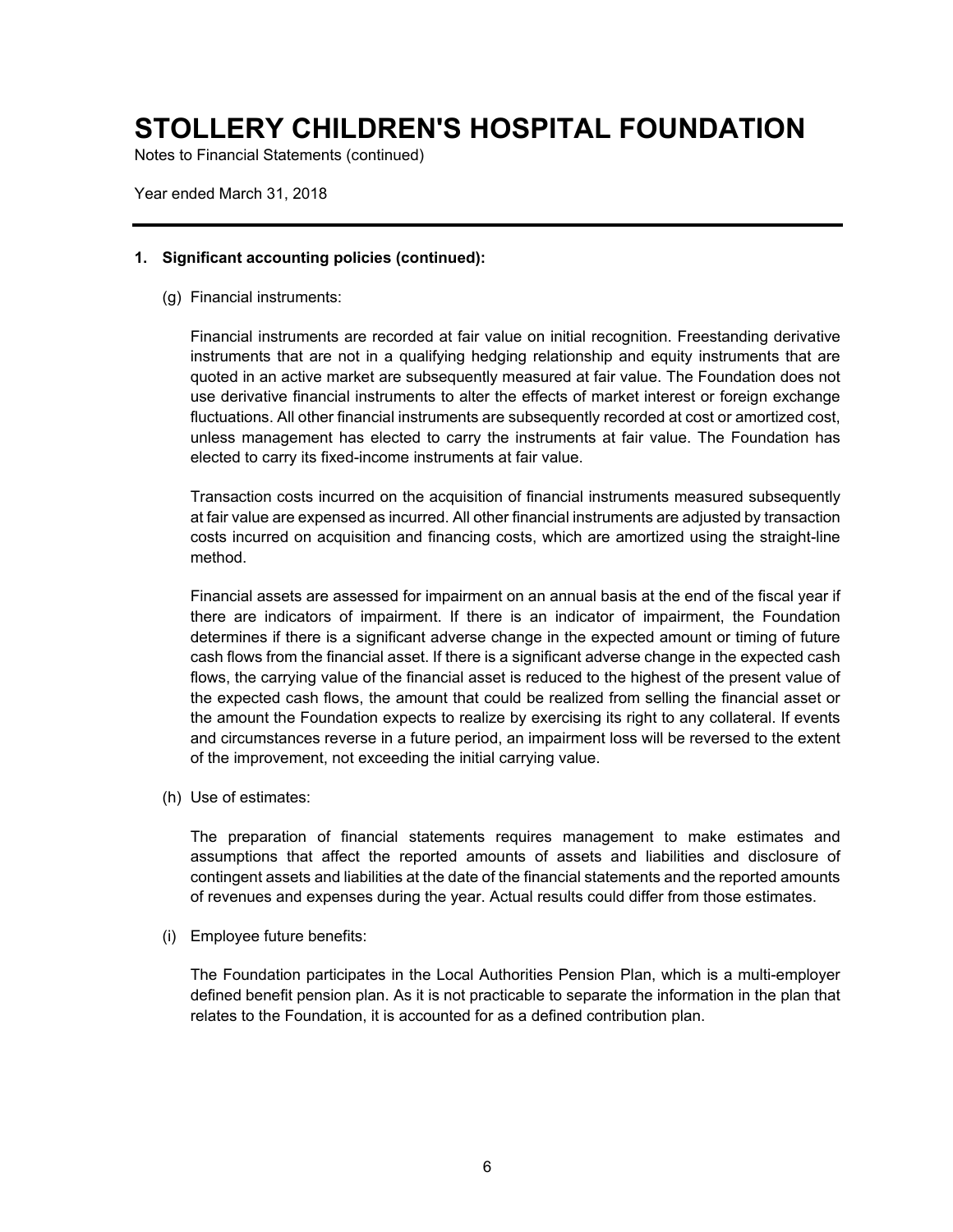# STOLLERY CHILDREN'S HOSPITAL FOUNDATION

Notes to Financial Statements (continued)

Year ended March 31, 2018

---

**1. Significant accounting policies (continued):**

(g) Financial instruments:

Financial instruments are recorded at fair value on initial recognition. Freestanding derivative instruments that are not in a qualifying hedging relationship and equity instruments that are quoted in an active market are subsequently measured at fair value. The Foundation does not use derivative financial instruments to alter the effects of market interest or foreign exchange fluctuations. All other financial instruments are subsequently recorded at cost or amortized cost, unless management has elected to carry the instruments at fair value. The Foundation has elected to carry its fixed-income instruments at fair value.

Transaction costs incurred on the acquisition of financial instruments measured subsequently at fair value are expensed as incurred. All other financial instruments are adjusted by transaction costs incurred on acquisition and financing costs, which are amortized using the straight-line method.

Financial assets are assessed for impairment on an annual basis at the end of the fiscal year if there are indicators of impairment. If there is an indicator of impairment, the Foundation determines if there is a significant adverse change in the expected amount or timing of future cash flows from the financial asset. If there is a significant adverse change in the expected cash flows, the carrying value of the financial asset is reduced to the highest of the present value of the expected cash flows, the amount that could be realized from selling the financial asset or the amount the Foundation expects to realize by exercising its right to any collateral. If events and circumstances reverse in a future period, an impairment loss will be reversed to the extent of the improvement, not exceeding the initial carrying value.

(h) Use of estimates:

The preparation of financial statements requires management to make estimates and assumptions that affect the reported amounts of assets and liabilities and disclosure of contingent assets and liabilities at the date of the financial statements and the reported amounts of revenues and expenses during the year. Actual results could differ from those estimates.

(i) Employee future benefits:

The Foundation participates in the Local Authorities Pension Plan, which is a multi-employer defined benefit pension plan. As it is not practicable to separate the information in the plan that relates to the Foundation, it is accounted for as a defined contribution plan.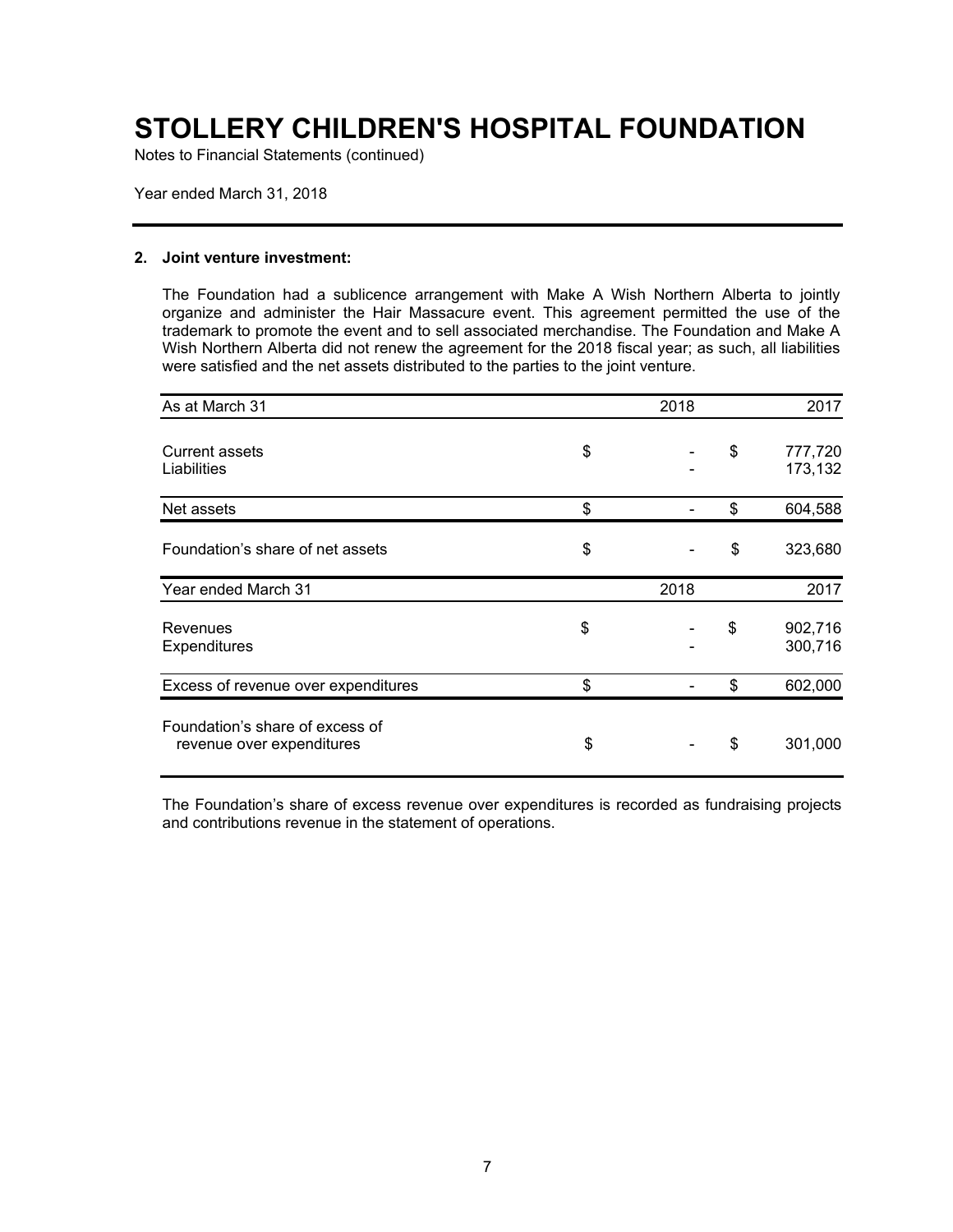# STOLLERY CHILDREN'S HOSPITAL FOUNDATION

Notes to Financial Statements (continued)

Year ended March 31, 2018

## 2. Joint venture investment:

The Foundation had a sublicence arrangement with Make A Wish Northern Alberta to jointly organize and administer the Hair Massacure event. This agreement permitted the use of the trademark to promote the event and to sell associated merchandise. The Foundation and Make A Wish Northern Alberta did not renew the agreement for the 2018 fiscal year; as such, all liabilities were satisfied and the net assets distributed to the parties to the joint venture.

| As at March 31 | 2018 | 2017 |
|---|---|---|
| Current assets | $ - | $ 777,720 |
| Liabilities | - | 173,132 |
| Net assets | $ - | $ 604,588 |
| Foundation's share of net assets | $ - | $ 323,680 |

| Year ended March 31 | 2018 | 2017 |
|---|---|---|
| Revenues | $ - | $ 902,716 |
| Expenditures | - | 300,716 |
| Excess of revenue over expenditures | $ - | $ 602,000 |
| Foundation's share of excess of revenue over expenditures | $ - | $ 301,000 |

The Foundation's share of excess revenue over expenditures is recorded as fundraising projects and contributions revenue in the statement of operations.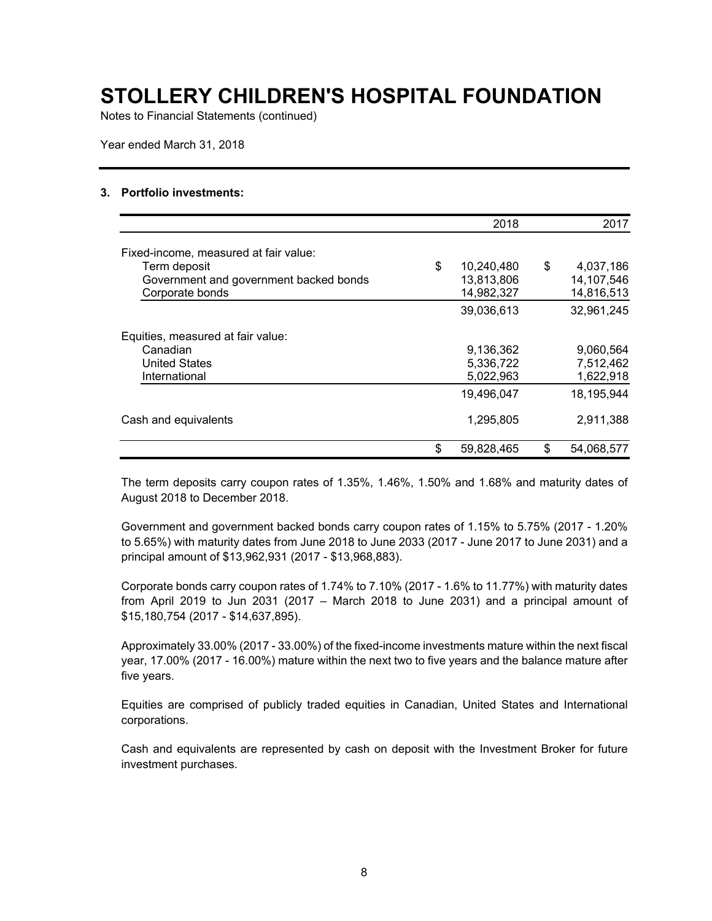# STOLLERY CHILDREN'S HOSPITAL FOUNDATION

Notes to Financial Statements (continued)

Year ended March 31, 2018

### 3. Portfolio investments:

| | 2018 | 2017 |
|---|---|---|
| Fixed-income, measured at fair value: | | |
| Term deposit | $ 10,240,480 | $ 4,037,186 |
| Government and government backed bonds | 13,813,806 | 14,107,546 |
| Corporate bonds | 14,982,327 | 14,816,513 |
| | 39,036,613 | 32,961,245 |
| Equities, measured at fair value: | | |
| Canadian | 9,136,362 | 9,060,564 |
| United States | 5,336,722 | 7,512,462 |
| International | 5,022,963 | 1,622,918 |
| | 19,496,047 | 18,195,944 |
| Cash and equivalents | 1,295,805 | 2,911,388 |
| | $ 59,828,465 | $ 54,068,577 |

The term deposits carry coupon rates of 1.35%, 1.46%, 1.50% and 1.68% and maturity dates of August 2018 to December 2018.

Government and government backed bonds carry coupon rates of 1.15% to 5.75% (2017 - 1.20% to 5.65%) with maturity dates from June 2018 to June 2033 (2017 - June 2017 to June 2031) and a principal amount of $13,962,931 (2017 - $13,968,883).

Corporate bonds carry coupon rates of 1.74% to 7.10% (2017 - 1.6% to 11.77%) with maturity dates from April 2019 to Jun 2031 (2017 – March 2018 to June 2031) and a principal amount of $15,180,754 (2017 - $14,637,895).

Approximately 33.00% (2017 - 33.00%) of the fixed-income investments mature within the next fiscal year, 17.00% (2017 - 16.00%) mature within the next two to five years and the balance mature after five years.

Equities are comprised of publicly traded equities in Canadian, United States and International corporations.

Cash and equivalents are represented by cash on deposit with the Investment Broker for future investment purchases.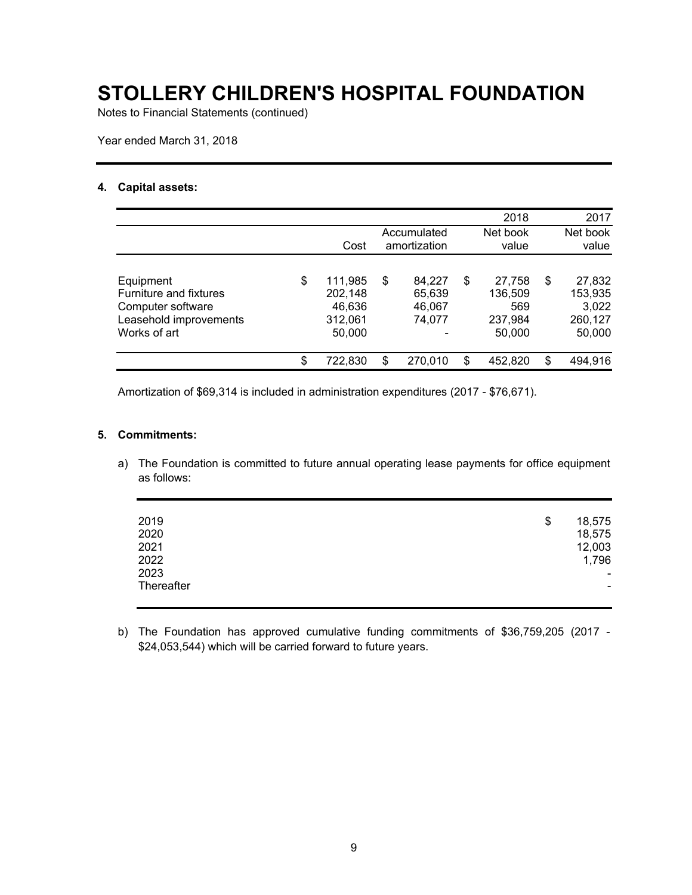# STOLLERY CHILDREN'S HOSPITAL FOUNDATION

Notes to Financial Statements (continued)

Year ended March 31, 2018

## 4. Capital assets:

| | | | 2018 | 2017 |
|---|---|---|---|---|
| | Cost | Accumulated amortization | Net book value | Net book value |
| Equipment | $ 111,985 | $ 84,227 | $ 27,758 | $ 27,832 |
| Furniture and fixtures | 202,148 | 65,639 | 136,509 | 153,935 |
| Computer software | 46,636 | 46,067 | 569 | 3,022 |
| Leasehold improvements | 312,061 | 74,077 | 237,984 | 260,127 |
| Works of art | 50,000 | - | 50,000 | 50,000 |
| | $ 722,830 | $ 270,010 | $ 452,820 | $ 494,916 |

Amortization of $69,314 is included in administration expenditures (2017 - $76,671).

## 5. Commitments:

a) The Foundation is committed to future annual operating lease payments for office equipment as follows:

| | |
|---|---|
| 2019 | $ 18,575 |
| 2020 | 18,575 |
| 2021 | 12,003 |
| 2022 | 1,796 |
| 2023 | - |
| Thereafter | - |

b) The Foundation has approved cumulative funding commitments of $36,759,205 (2017 - $24,053,544) which will be carried forward to future years.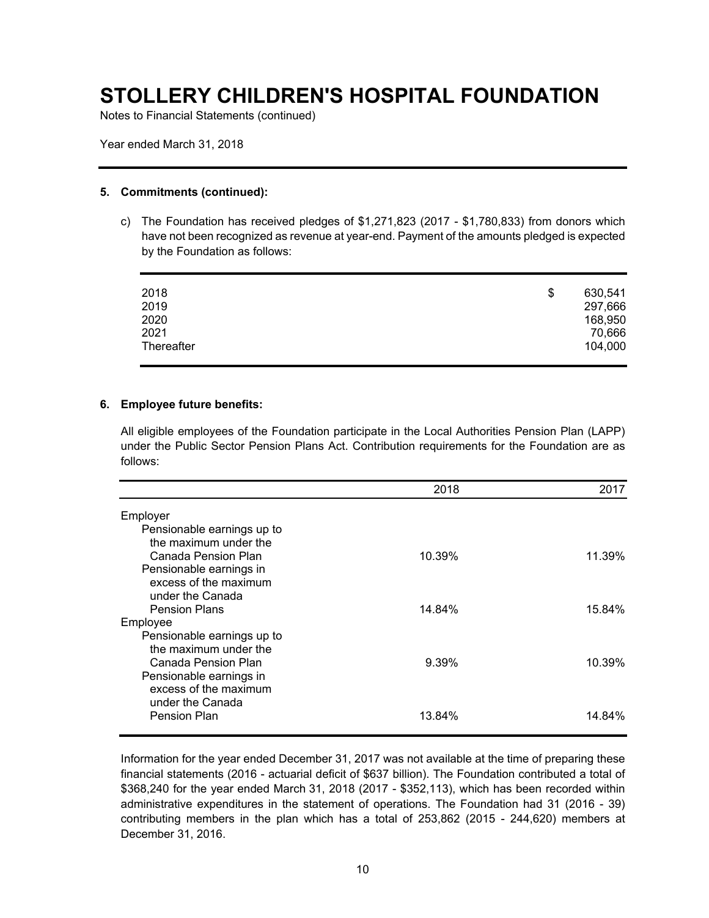# STOLLERY CHILDREN'S HOSPITAL FOUNDATION

Notes to Financial Statements (continued)

Year ended March 31, 2018

## 5. Commitments (continued):

c) The Foundation has received pledges of $1,271,823 (2017 - $1,780,833) from donors which have not been recognized as revenue at year-end. Payment of the amounts pledged is expected by the Foundation as follows:

| | |
|---|---|
| 2018 | $ 630,541 |
| 2019 | 297,666 |
| 2020 | 168,950 |
| 2021 | 70,666 |
| Thereafter | 104,000 |

## 6. Employee future benefits:

All eligible employees of the Foundation participate in the Local Authorities Pension Plan (LAPP) under the Public Sector Pension Plans Act. Contribution requirements for the Foundation are as follows:

| | 2018 | 2017 |
|---|---|---|
| Employer | | |
| Pensionable earnings up to the maximum under the Canada Pension Plan | 10.39% | 11.39% |
| Pensionable earnings in excess of the maximum under the Canada Pension Plans | 14.84% | 15.84% |
| Employee | | |
| Pensionable earnings up to the maximum under the Canada Pension Plan | 9.39% | 10.39% |
| Pensionable earnings in excess of the maximum under the Canada Pension Plan | 13.84% | 14.84% |

Information for the year ended December 31, 2017 was not available at the time of preparing these financial statements (2016 - actuarial deficit of $637 billion). The Foundation contributed a total of $368,240 for the year ended March 31, 2018 (2017 - $352,113), which has been recorded within administrative expenditures in the statement of operations. The Foundation had 31 (2016 - 39) contributing members in the plan which has a total of 253,862 (2015 - 244,620) members at December 31, 2016.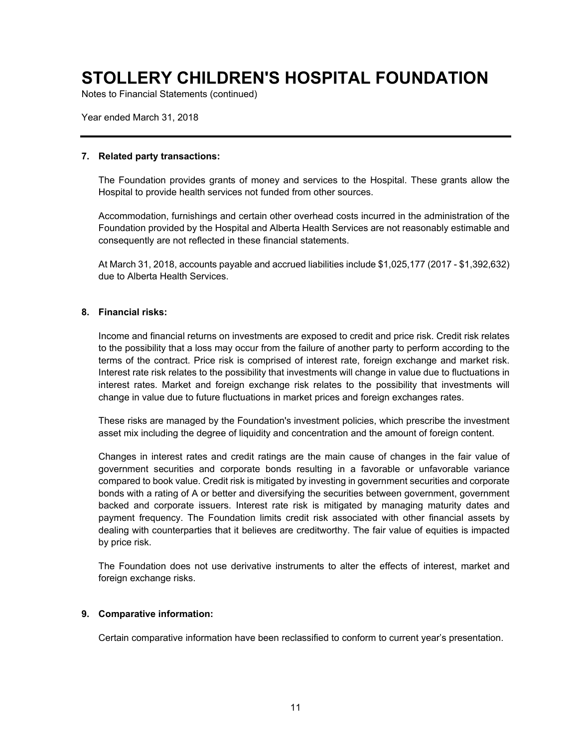# STOLLERY CHILDREN'S HOSPITAL FOUNDATION

Notes to Financial Statements (continued)

Year ended March 31, 2018

## 7. Related party transactions:

The Foundation provides grants of money and services to the Hospital. These grants allow the Hospital to provide health services not funded from other sources.

Accommodation, furnishings and certain other overhead costs incurred in the administration of the Foundation provided by the Hospital and Alberta Health Services are not reasonably estimable and consequently are not reflected in these financial statements.

At March 31, 2018, accounts payable and accrued liabilities include $1,025,177 (2017 - $1,392,632) due to Alberta Health Services.

## 8. Financial risks:

Income and financial returns on investments are exposed to credit and price risk. Credit risk relates to the possibility that a loss may occur from the failure of another party to perform according to the terms of the contract. Price risk is comprised of interest rate, foreign exchange and market risk. Interest rate risk relates to the possibility that investments will change in value due to fluctuations in interest rates. Market and foreign exchange risk relates to the possibility that investments will change in value due to future fluctuations in market prices and foreign exchanges rates.

These risks are managed by the Foundation's investment policies, which prescribe the investment asset mix including the degree of liquidity and concentration and the amount of foreign content.

Changes in interest rates and credit ratings are the main cause of changes in the fair value of government securities and corporate bonds resulting in a favorable or unfavorable variance compared to book value. Credit risk is mitigated by investing in government securities and corporate bonds with a rating of A or better and diversifying the securities between government, government backed and corporate issuers. Interest rate risk is mitigated by managing maturity dates and payment frequency. The Foundation limits credit risk associated with other financial assets by dealing with counterparties that it believes are creditworthy. The fair value of equities is impacted by price risk.

The Foundation does not use derivative instruments to alter the effects of interest, market and foreign exchange risks.

## 9. Comparative information:

Certain comparative information have been reclassified to conform to current year's presentation.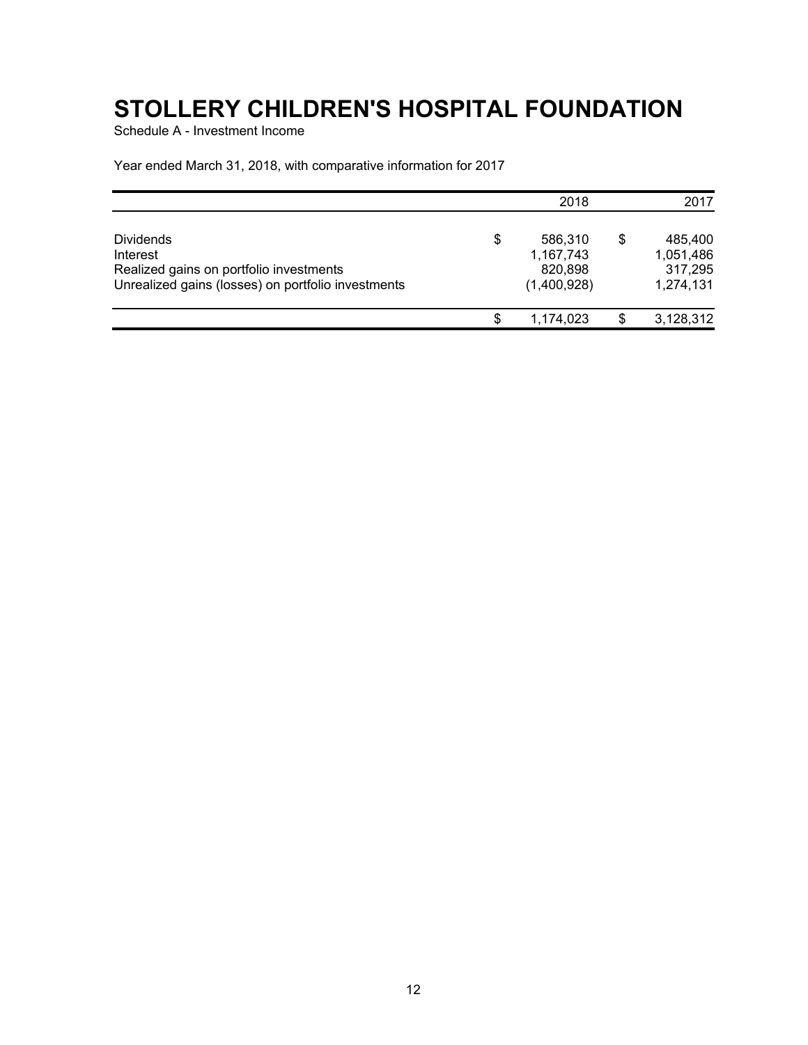# STOLLERY CHILDREN'S HOSPITAL FOUNDATION

Schedule A - Investment Income

Year ended March 31, 2018, with comparative information for 2017

| | 2018 | 2017 |
|---|---|---|
| Dividends | $ 586,310 | $ 485,400 |
| Interest | 1,167,743 | 1,051,486 |
| Realized gains on portfolio investments | 820,898 | 317,295 |
| Unrealized gains (losses) on portfolio investments | (1,400,928) | 1,274,131 |
| | $ 1,174,023 | $ 3,128,312 |